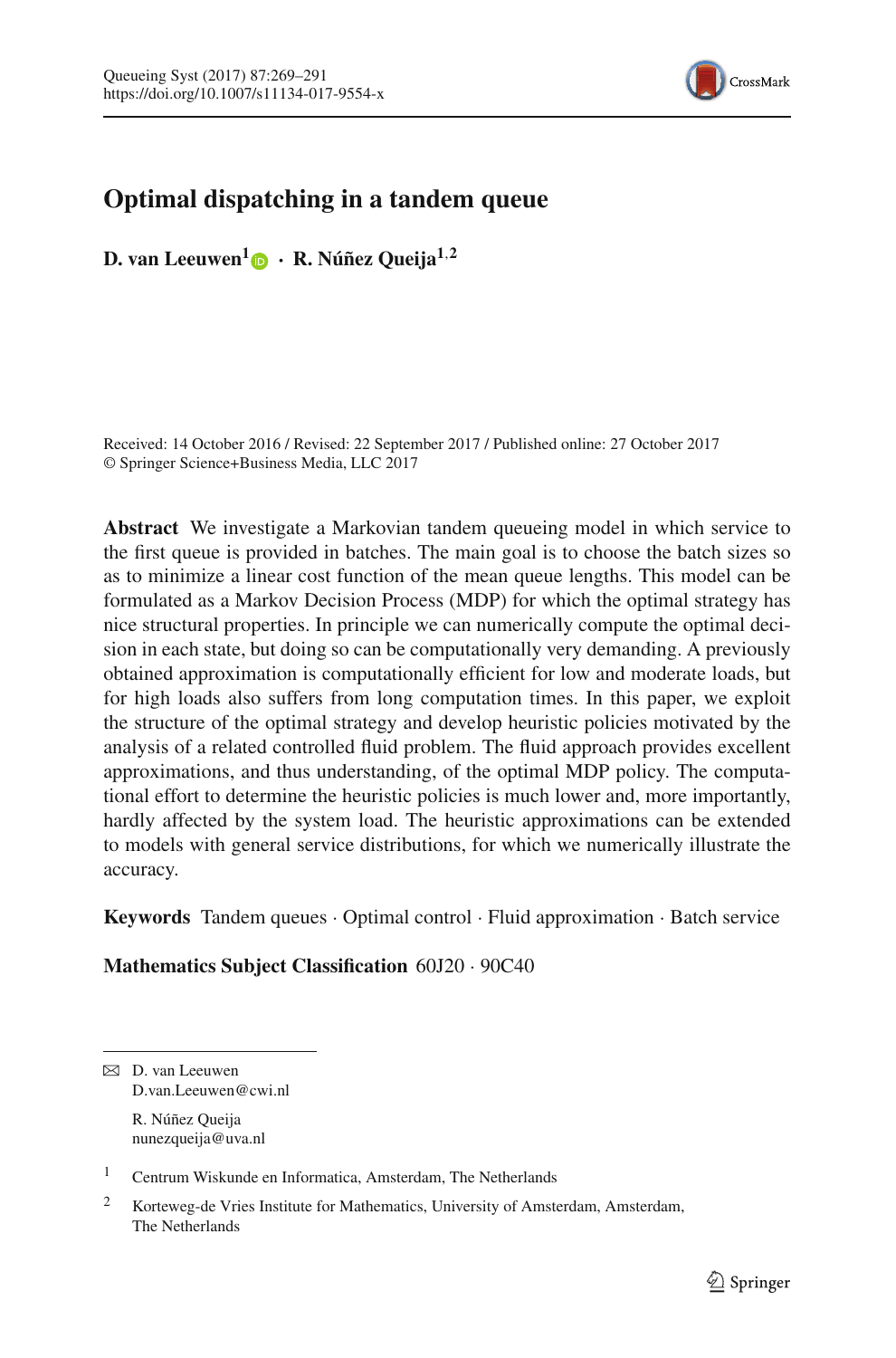# Optimal dispatching in a tandem queue

**D. van Leeuwen[1] · R. Núñez Queija[1,2]**

Received: 14 October 2016 / Revised: 22 September 2017 / Published online: 27 October 2017
© Springer Science+Business Media, LLC 2017

**Abstract** We investigate a Markovian tandem queueing model in which service to the first queue is provided in batches. The main goal is to choose the batch sizes so as to minimize a linear cost function of the mean queue lengths. This model can be formulated as a Markov Decision Process (MDP) for which the optimal strategy has nice structural properties. In principle we can numerically compute the optimal decision in each state, but doing so can be computationally very demanding. A previously obtained approximation is computationally efficient for low and moderate loads, but for high loads also suffers from long computation times. In this paper, we exploit the structure of the optimal strategy and develop heuristic policies motivated by the analysis of a related controlled fluid problem. The fluid approach provides excellent approximations, and thus understanding, of the optimal MDP policy. The computational effort to determine the heuristic policies is much lower and, more importantly, hardly affected by the system load. The heuristic approximations can be extended to models with general service distributions, for which we numerically illustrate the accuracy.

**Keywords** Tandem queues · Optimal control · Fluid approximation · Batch service

**Mathematics Subject Classification** 60J20 · 90C40

---

✉ D. van Leeuwen
D.van.Leeuwen@cwi.nl

R. Núñez Queija
nunezqueija@uva.nl

[1] Centrum Wiskunde en Informatica, Amsterdam, The Netherlands

[2] Korteweg-de Vries Institute for Mathematics, University of Amsterdam, Amsterdam, The Netherlands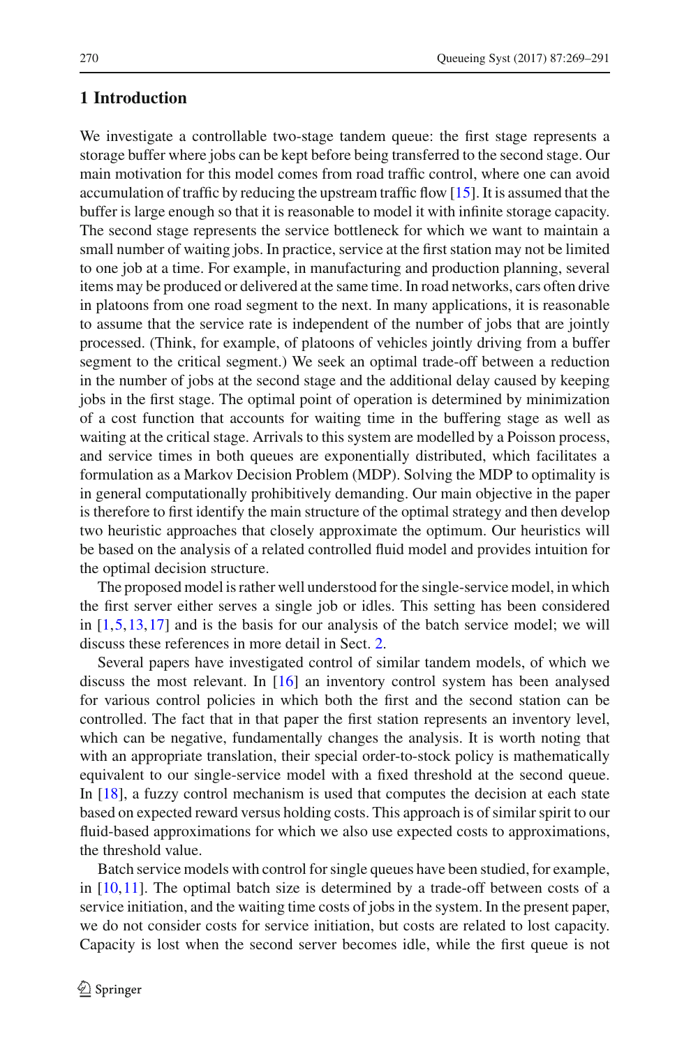## 1 Introduction

We investigate a controllable two-stage tandem queue: the first stage represents a storage buffer where jobs can be kept before being transferred to the second stage. Our main motivation for this model comes from road traffic control, where one can avoid accumulation of traffic by reducing the upstream traffic flow [15]. It is assumed that the buffer is large enough so that it is reasonable to model it with infinite storage capacity. The second stage represents the service bottleneck for which we want to maintain a small number of waiting jobs. In practice, service at the first station may not be limited to one job at a time. For example, in manufacturing and production planning, several items may be produced or delivered at the same time. In road networks, cars often drive in platoons from one road segment to the next. In many applications, it is reasonable to assume that the service rate is independent of the number of jobs that are jointly processed. (Think, for example, of platoons of vehicles jointly driving from a buffer segment to the critical segment.) We seek an optimal trade-off between a reduction in the number of jobs at the second stage and the additional delay caused by keeping jobs in the first stage. The optimal point of operation is determined by minimization of a cost function that accounts for waiting time in the buffering stage as well as waiting at the critical stage. Arrivals to this system are modelled by a Poisson process, and service times in both queues are exponentially distributed, which facilitates a formulation as a Markov Decision Problem (MDP). Solving the MDP to optimality is in general computationally prohibitively demanding. Our main objective in the paper is therefore to first identify the main structure of the optimal strategy and then develop two heuristic approaches that closely approximate the optimum. Our heuristics will be based on the analysis of a related controlled fluid model and provides intuition for the optimal decision structure.

The proposed model is rather well understood for the single-service model, in which the first server either serves a single job or idles. This setting has been considered in [1,5,13,17] and is the basis for our analysis of the batch service model; we will discuss these references in more detail in Sect. 2.

Several papers have investigated control of similar tandem models, of which we discuss the most relevant. In [16] an inventory control system has been analysed for various control policies in which both the first and the second station can be controlled. The fact that in that paper the first station represents an inventory level, which can be negative, fundamentally changes the analysis. It is worth noting that with an appropriate translation, their special order-to-stock policy is mathematically equivalent to our single-service model with a fixed threshold at the second queue. In [18], a fuzzy control mechanism is used that computes the decision at each state based on expected reward versus holding costs. This approach is of similar spirit to our fluid-based approximations for which we also use expected costs to approximations, the threshold value.

Batch service models with control for single queues have been studied, for example, in [10,11]. The optimal batch size is determined by a trade-off between costs of a service initiation, and the waiting time costs of jobs in the system. In the present paper, we do not consider costs for service initiation, but costs are related to lost capacity. Capacity is lost when the second server becomes idle, while the first queue is not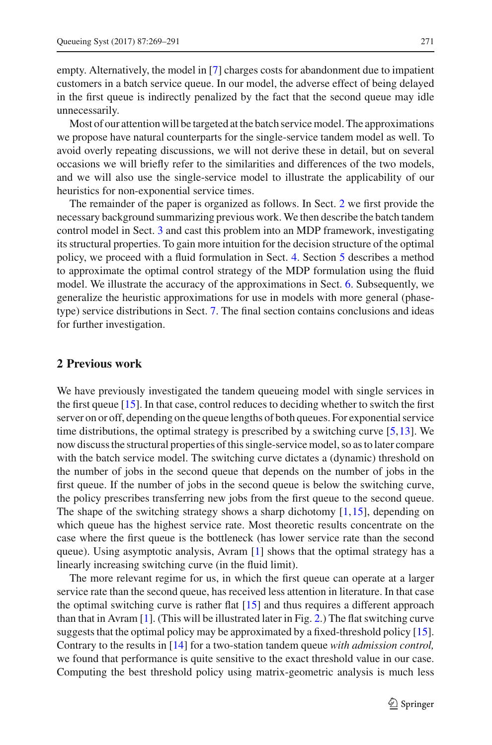empty. Alternatively, the model in [7] charges costs for abandonment due to impatient customers in a batch service queue. In our model, the adverse effect of being delayed in the first queue is indirectly penalized by the fact that the second queue may idle unnecessarily.

Most of our attention will be targeted at the batch service model. The approximations we propose have natural counterparts for the single-service tandem model as well. To avoid overly repeating discussions, we will not derive these in detail, but on several occasions we will briefly refer to the similarities and differences of the two models, and we will also use the single-service model to illustrate the applicability of our heuristics for non-exponential service times.

The remainder of the paper is organized as follows. In Sect. 2 we first provide the necessary background summarizing previous work. We then describe the batch tandem control model in Sect. 3 and cast this problem into an MDP framework, investigating its structural properties. To gain more intuition for the decision structure of the optimal policy, we proceed with a fluid formulation in Sect. 4. Section 5 describes a method to approximate the optimal control strategy of the MDP formulation using the fluid model. We illustrate the accuracy of the approximations in Sect. 6. Subsequently, we generalize the heuristic approximations for use in models with more general (phase-type) service distributions in Sect. 7. The final section contains conclusions and ideas for further investigation.

## 2 Previous work

We have previously investigated the tandem queueing model with single services in the first queue [15]. In that case, control reduces to deciding whether to switch the first server on or off, depending on the queue lengths of both queues. For exponential service time distributions, the optimal strategy is prescribed by a switching curve [5,13]. We now discuss the structural properties of this single-service model, so as to later compare with the batch service model. The switching curve dictates a (dynamic) threshold on the number of jobs in the second queue that depends on the number of jobs in the first queue. If the number of jobs in the second queue is below the switching curve, the policy prescribes transferring new jobs from the first queue to the second queue. The shape of the switching strategy shows a sharp dichotomy [1,15], depending on which queue has the highest service rate. Most theoretic results concentrate on the case where the first queue is the bottleneck (has lower service rate than the second queue). Using asymptotic analysis, Avram [1] shows that the optimal strategy has a linearly increasing switching curve (in the fluid limit).

The more relevant regime for us, in which the first queue can operate at a larger service rate than the second queue, has received less attention in literature. In that case the optimal switching curve is rather flat [15] and thus requires a different approach than that in Avram [1]. (This will be illustrated later in Fig. 2.) The flat switching curve suggests that the optimal policy may be approximated by a fixed-threshold policy [15]. Contrary to the results in [14] for a two-station tandem queue *with admission control,* we found that performance is quite sensitive to the exact threshold value in our case. Computing the best threshold policy using matrix-geometric analysis is much less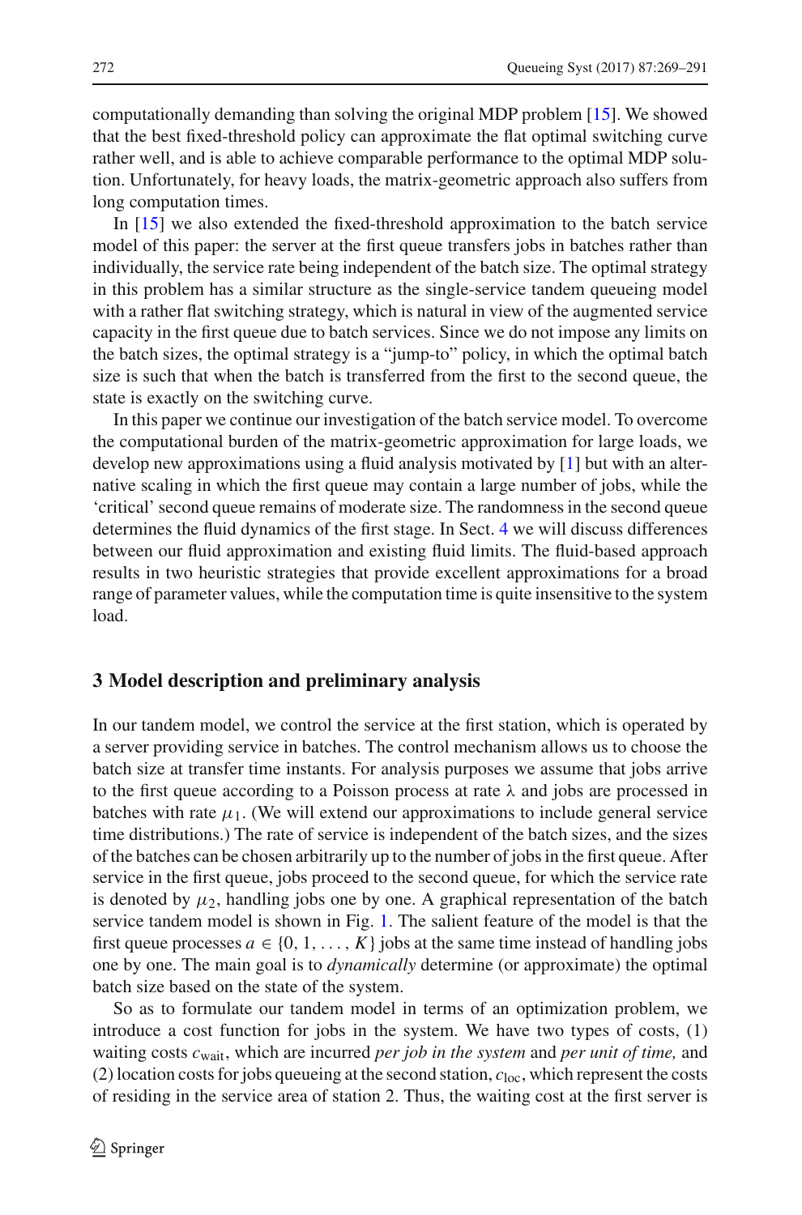computationally demanding than solving the original MDP problem [15]. We showed that the best fixed-threshold policy can approximate the flat optimal switching curve rather well, and is able to achieve comparable performance to the optimal MDP solution. Unfortunately, for heavy loads, the matrix-geometric approach also suffers from long computation times.

In [15] we also extended the fixed-threshold approximation to the batch service model of this paper: the server at the first queue transfers jobs in batches rather than individually, the service rate being independent of the batch size. The optimal strategy in this problem has a similar structure as the single-service tandem queueing model with a rather flat switching strategy, which is natural in view of the augmented service capacity in the first queue due to batch services. Since we do not impose any limits on the batch sizes, the optimal strategy is a "jump-to" policy, in which the optimal batch size is such that when the batch is transferred from the first to the second queue, the state is exactly on the switching curve.

In this paper we continue our investigation of the batch service model. To overcome the computational burden of the matrix-geometric approximation for large loads, we develop new approximations using a fluid analysis motivated by [1] but with an alternative scaling in which the first queue may contain a large number of jobs, while the 'critical' second queue remains of moderate size. The randomness in the second queue determines the fluid dynamics of the first stage. In Sect. 4 we will discuss differences between our fluid approximation and existing fluid limits. The fluid-based approach results in two heuristic strategies that provide excellent approximations for a broad range of parameter values, while the computation time is quite insensitive to the system load.

## 3 Model description and preliminary analysis

In our tandem model, we control the service at the first station, which is operated by a server providing service in batches. The control mechanism allows us to choose the batch size at transfer time instants. For analysis purposes we assume that jobs arrive to the first queue according to a Poisson process at rate $\lambda$ and jobs are processed in batches with rate $\mu_1$. (We will extend our approximations to include general service time distributions.) The rate of service is independent of the batch sizes, and the sizes of the batches can be chosen arbitrarily up to the number of jobs in the first queue. After service in the first queue, jobs proceed to the second queue, for which the service rate is denoted by $\mu_2$, handling jobs one by one. A graphical representation of the batch service tandem model is shown in Fig. 1. The salient feature of the model is that the first queue processes $a \in \{0, 1, \ldots, K\}$ jobs at the same time instead of handling jobs one by one. The main goal is to *dynamically* determine (or approximate) the optimal batch size based on the state of the system.

So as to formulate our tandem model in terms of an optimization problem, we introduce a cost function for jobs in the system. We have two types of costs, (1) waiting costs $c_{\text{wait}}$, which are incurred *per job in the system* and *per unit of time,* and (2) location costs for jobs queueing at the second station, $c_{\text{loc}}$, which represent the costs of residing in the service area of station 2. Thus, the waiting cost at the first server is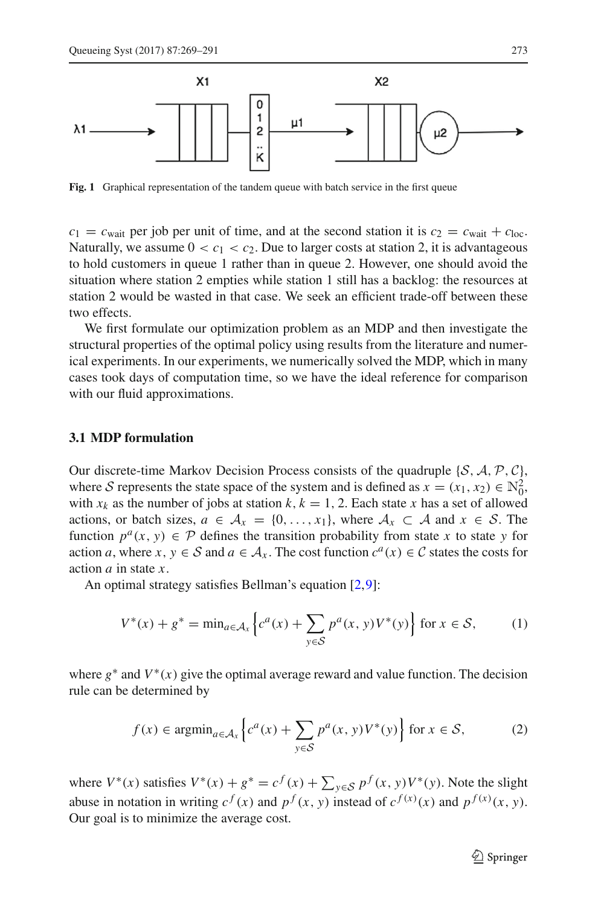Fig. 1 Graphical representation of the tandem queue with batch service in the first queue

$c_1 = c_{\text{wait}}$ per job per unit of time, and at the second station it is $c_2 = c_{\text{wait}} + c_{\text{loc}}$. Naturally, we assume $0 < c_1 < c_2$. Due to larger costs at station 2, it is advantageous to hold customers in queue 1 rather than in queue 2. However, one should avoid the situation where station 2 empties while station 1 still has a backlog: the resources at station 2 would be wasted in that case. We seek an efficient trade-off between these two effects.

We first formulate our optimization problem as an MDP and then investigate the structural properties of the optimal policy using results from the literature and numerical experiments. In our experiments, we numerically solved the MDP, which in many cases took days of computation time, so we have the ideal reference for comparison with our fluid approximations.

### 3.1 MDP formulation

Our discrete-time Markov Decision Process consists of the quadruple $\{\mathcal{S}, \mathcal{A}, \mathcal{P}, \mathcal{C}\}$, where $\mathcal{S}$ represents the state space of the system and is defined as $x = (x_1, x_2) \in \mathbb{N}_0^2$, with $x_k$ as the number of jobs at station $k$, $k = 1, 2$. Each state $x$ has a set of allowed actions, or batch sizes, $a \in \mathcal{A}_x = \{0, \ldots, x_1\}$, where $\mathcal{A}_x \subset \mathcal{A}$ and $x \in \mathcal{S}$. The function $p^a(x, y) \in \mathcal{P}$ defines the transition probability from state $x$ to state $y$ for action $a$, where $x, y \in \mathcal{S}$ and $a \in \mathcal{A}_x$. The cost function $c^a(x) \in \mathcal{C}$ states the costs for action $a$ in state $x$.

An optimal strategy satisfies Bellman's equation [2,9]:

$$V^*(x) + g^* = \min_{a \in \mathcal{A}_x} \left\{ c^a(x) + \sum_{y \in \mathcal{S}} p^a(x, y) V^*(y) \right\} \text{ for } x \in \mathcal{S}, \tag{1}$$

where $g^*$ and $V^*(x)$ give the optimal average reward and value function. The decision rule can be determined by

$$f(x) \in \operatorname{argmin}_{a \in \mathcal{A}_x} \left\{ c^a(x) + \sum_{y \in \mathcal{S}} p^a(x, y) V^*(y) \right\} \text{ for } x \in \mathcal{S}, \tag{2}$$

where $V^*(x)$ satisfies $V^*(x) + g^* = c^f(x) + \sum_{y \in \mathcal{S}} p^f(x, y) V^*(y)$. Note the slight abuse in notation in writing $c^f(x)$ and $p^f(x, y)$ instead of $c^{f(x)}(x)$ and $p^{f(x)}(x, y)$. Our goal is to minimize the average cost.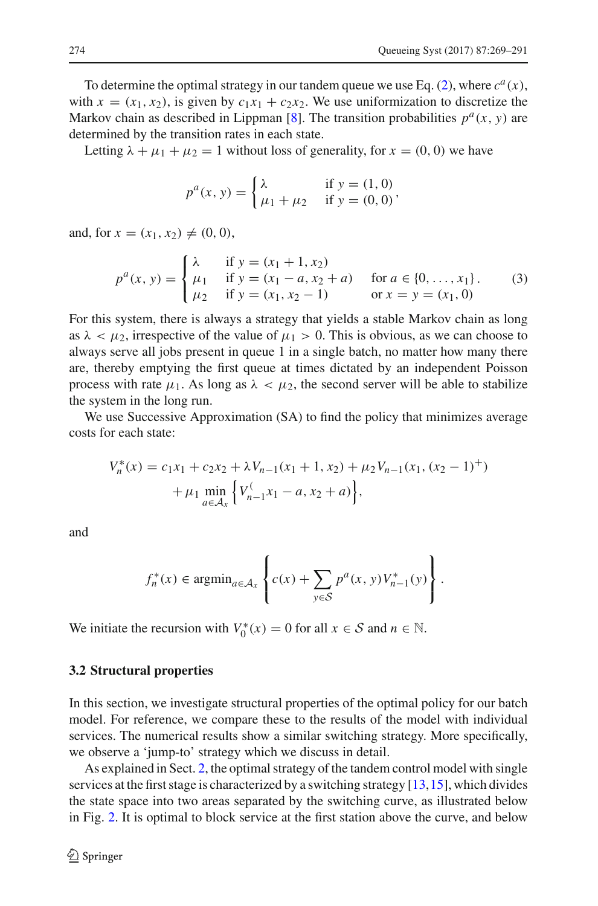To determine the optimal strategy in our tandem queue we use Eq. (2), where $c^a(x)$, with $x = (x_1, x_2)$, is given by $c_1 x_1 + c_2 x_2$. We use uniformization to discretize the Markov chain as described in Lippman [8]. The transition probabilities $p^a(x, y)$ are determined by the transition rates in each state.

Letting $\lambda + \mu_1 + \mu_2 = 1$ without loss of generality, for $x = (0, 0)$ we have

$$p^a(x, y) = \begin{cases} \lambda & \text{if } y = (1, 0) \\ \mu_1 + \mu_2 & \text{if } y = (0, 0) \end{cases},$$

and, for $x = (x_1, x_2) \neq (0, 0)$,

$$p^a(x, y) = \begin{cases} \lambda & \text{if } y = (x_1 + 1, x_2) \\ \mu_1 & \text{if } y = (x_1 - a, x_2 + a) \quad \text{for } a \in \{0, \ldots, x_1\}. \\ \mu_2 & \text{if } y = (x_1, x_2 - 1) \quad \text{or } x = y = (x_1, 0) \end{cases} \tag{3}$$

For this system, there is always a strategy that yields a stable Markov chain as long as $\lambda < \mu_2$, irrespective of the value of $\mu_1 > 0$. This is obvious, as we can choose to always serve all jobs present in queue 1 in a single batch, no matter how many there are, thereby emptying the first queue at times dictated by an independent Poisson process with rate $\mu_1$. As long as $\lambda < \mu_2$, the second server will be able to stabilize the system in the long run.

We use Successive Approximation (SA) to find the policy that minimizes average costs for each state:

$$\begin{aligned} V_n^*(x) = {} & c_1 x_1 + c_2 x_2 + \lambda V_{n-1}(x_1 + 1, x_2) + \mu_2 V_{n-1}(x_1, (x_2 - 1)^+) \\ & + \mu_1 \min_{a \in \mathcal{A}_x} \left\{ V_{n-1}^{(} x_1 - a, x_2 + a) \right\}, \end{aligned}$$

and

$$f_n^*(x) \in \operatorname{argmin}_{a \in \mathcal{A}_x} \left\{ c(x) + \sum_{y \in \mathcal{S}} p^a(x, y) V_{n-1}^*(y) \right\}.$$

We initiate the recursion with $V_0^*(x) = 0$ for all $x \in \mathcal{S}$ and $n \in \mathbb{N}$.

### 3.2 Structural properties

In this section, we investigate structural properties of the optimal policy for our batch model. For reference, we compare these to the results of the model with individual services. The numerical results show a similar switching strategy. More specifically, we observe a 'jump-to' strategy which we discuss in detail.

As explained in Sect. 2, the optimal strategy of the tandem control model with single services at the first stage is characterized by a switching strategy [13,15], which divides the state space into two areas separated by the switching curve, as illustrated below in Fig. 2. It is optimal to block service at the first station above the curve, and below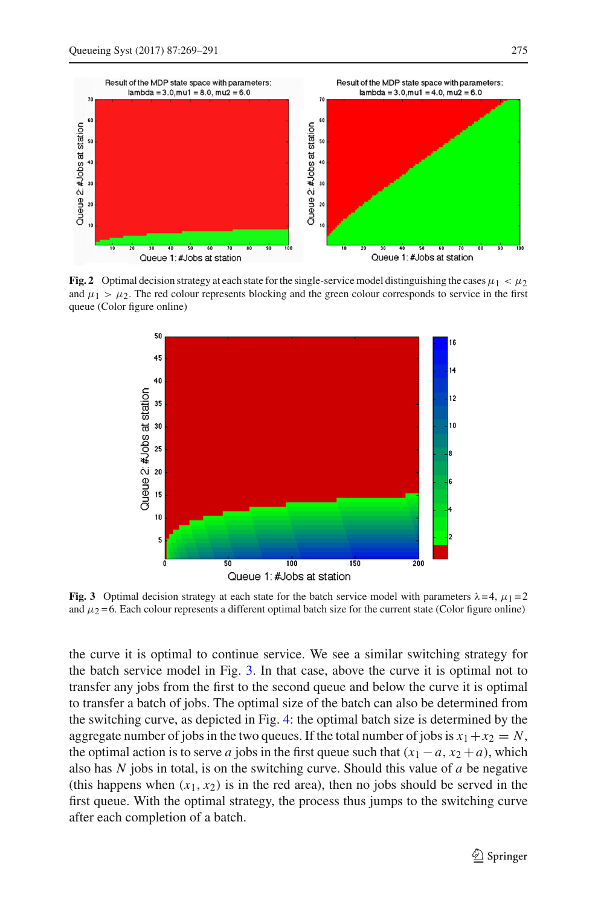**Fig. 2** Optimal decision strategy at each state for the single-service model distinguishing the cases $\mu_1 < \mu_2$ and $\mu_1 > \mu_2$. The red colour represents blocking and the green colour corresponds to service in the first queue (Color figure online)

**Fig. 3** Optimal decision strategy at each state for the batch service model with parameters $\lambda = 4$, $\mu_1 = 2$ and $\mu_2 = 6$. Each colour represents a different optimal batch size for the current state (Color figure online)

the curve it is optimal to continue service. We see a similar switching strategy for the batch service model in Fig. 3. In that case, above the curve it is optimal not to transfer any jobs from the first to the second queue and below the curve it is optimal to transfer a batch of jobs. The optimal size of the batch can also be determined from the switching curve, as depicted in Fig. 4: the optimal batch size is determined by the aggregate number of jobs in the two queues. If the total number of jobs is $x_1 + x_2 = N$, the optimal action is to serve $a$ jobs in the first queue such that $(x_1 - a, x_2 + a)$, which also has $N$ jobs in total, is on the switching curve. Should this value of $a$ be negative (this happens when $(x_1, x_2)$ is in the red area), then no jobs should be served in the first queue. With the optimal strategy, the process thus jumps to the switching curve after each completion of a batch.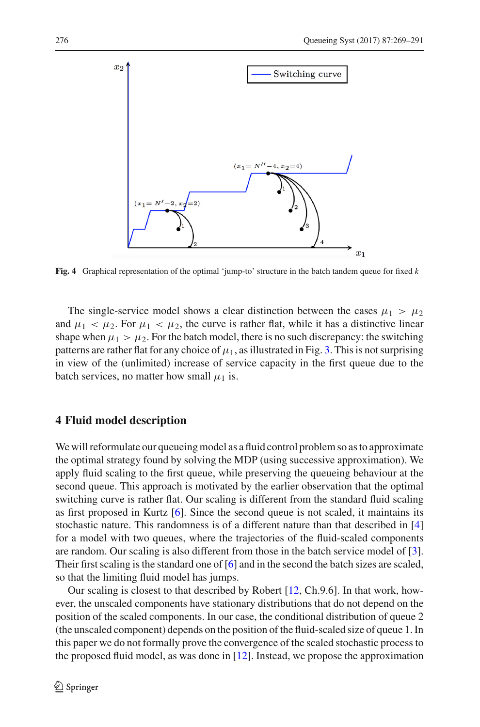Fig. 4 Graphical representation of the optimal 'jump-to' structure in the batch tandem queue for fixed $k$

The single-service model shows a clear distinction between the cases $\mu_1 > \mu_2$ and $\mu_1 < \mu_2$. For $\mu_1 < \mu_2$, the curve is rather flat, while it has a distinctive linear shape when $\mu_1 > \mu_2$. For the batch model, there is no such discrepancy: the switching patterns are rather flat for any choice of $\mu_1$, as illustrated in Fig. 3. This is not surprising in view of the (unlimited) increase of service capacity in the first queue due to the batch services, no matter how small $\mu_1$ is.

## 4 Fluid model description

We will reformulate our queueing model as a fluid control problem so as to approximate the optimal strategy found by solving the MDP (using successive approximation). We apply fluid scaling to the first queue, while preserving the queueing behaviour at the second queue. This approach is motivated by the earlier observation that the optimal switching curve is rather flat. Our scaling is different from the standard fluid scaling as first proposed in Kurtz [6]. Since the second queue is not scaled, it maintains its stochastic nature. This randomness is of a different nature than that described in [4] for a model with two queues, where the trajectories of the fluid-scaled components are random. Our scaling is also different from those in the batch service model of [3]. Their first scaling is the standard one of [6] and in the second the batch sizes are scaled, so that the limiting fluid model has jumps.

Our scaling is closest to that described by Robert [12, Ch.9.6]. In that work, however, the unscaled components have stationary distributions that do not depend on the position of the scaled components. In our case, the conditional distribution of queue 2 (the unscaled component) depends on the position of the fluid-scaled size of queue 1. In this paper we do not formally prove the convergence of the scaled stochastic process to the proposed fluid model, as was done in [12]. Instead, we propose the approximation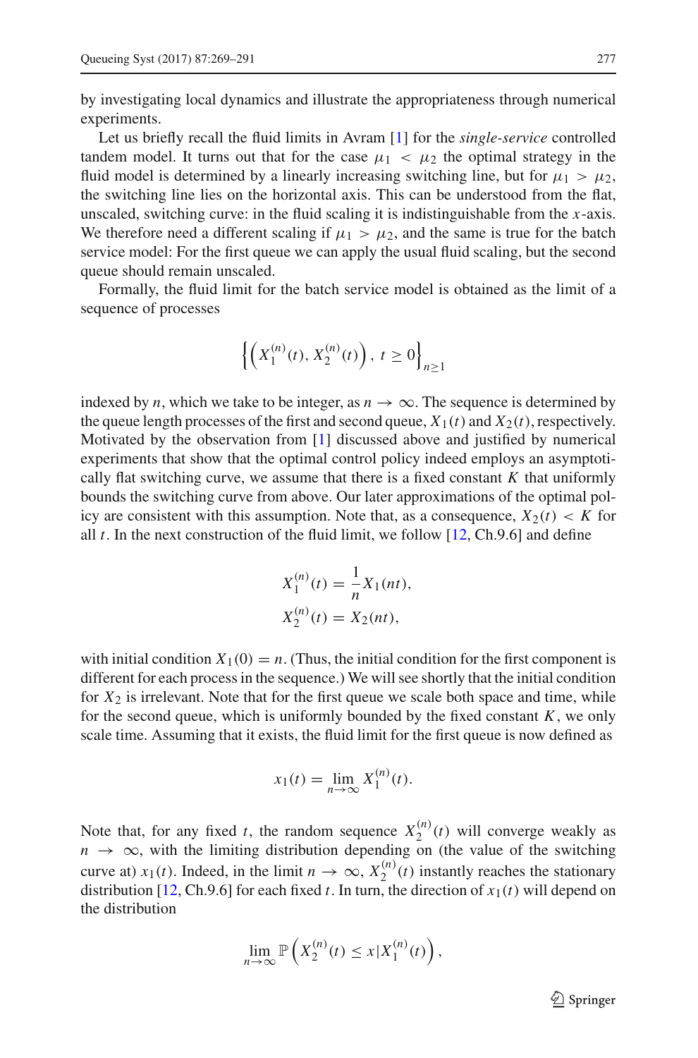by investigating local dynamics and illustrate the appropriateness through numerical experiments.

Let us briefly recall the fluid limits in Avram [1] for the *single-service* controlled tandem model. It turns out that for the case $\mu_1 < \mu_2$ the optimal strategy in the fluid model is determined by a linearly increasing switching line, but for $\mu_1 > \mu_2$, the switching line lies on the horizontal axis. This can be understood from the flat, unscaled, switching curve: in the fluid scaling it is indistinguishable from the $x$-axis. We therefore need a different scaling if $\mu_1 > \mu_2$, and the same is true for the batch service model: For the first queue we can apply the usual fluid scaling, but the second queue should remain unscaled.

Formally, the fluid limit for the batch service model is obtained as the limit of a sequence of processes

$$\left\{\left(X_1^{(n)}(t), X_2^{(n)}(t)\right), \, t \geq 0\right\}_{n \geq 1}$$

indexed by $n$, which we take to be integer, as $n \to \infty$. The sequence is determined by the queue length processes of the first and second queue, $X_1(t)$ and $X_2(t)$, respectively. Motivated by the observation from [1] discussed above and justified by numerical experiments that show that the optimal control policy indeed employs an asymptotically flat switching curve, we assume that there is a fixed constant $K$ that uniformly bounds the switching curve from above. Our later approximations of the optimal policy are consistent with this assumption. Note that, as a consequence, $X_2(t) < K$ for all $t$. In the next construction of the fluid limit, we follow [12, Ch.9.6] and define

$$X_1^{(n)}(t) = \frac{1}{n} X_1(nt),$$
$$X_2^{(n)}(t) = X_2(nt),$$

with initial condition $X_1(0) = n$. (Thus, the initial condition for the first component is different for each process in the sequence.) We will see shortly that the initial condition for $X_2$ is irrelevant. Note that for the first queue we scale both space and time, while for the second queue, which is uniformly bounded by the fixed constant $K$, we only scale time. Assuming that it exists, the fluid limit for the first queue is now defined as

$$x_1(t) = \lim_{n \to \infty} X_1^{(n)}(t).$$

Note that, for any fixed $t$, the random sequence $X_2^{(n)}(t)$ will converge weakly as $n \to \infty$, with the limiting distribution depending on (the value of the switching curve at) $x_1(t)$. Indeed, in the limit $n \to \infty$, $X_2^{(n)}(t)$ instantly reaches the stationary distribution [12, Ch.9.6] for each fixed $t$. In turn, the direction of $x_1(t)$ will depend on the distribution

$$\lim_{n \to \infty} \mathbb{P}\left(X_2^{(n)}(t) \leq x | X_1^{(n)}(t)\right),$$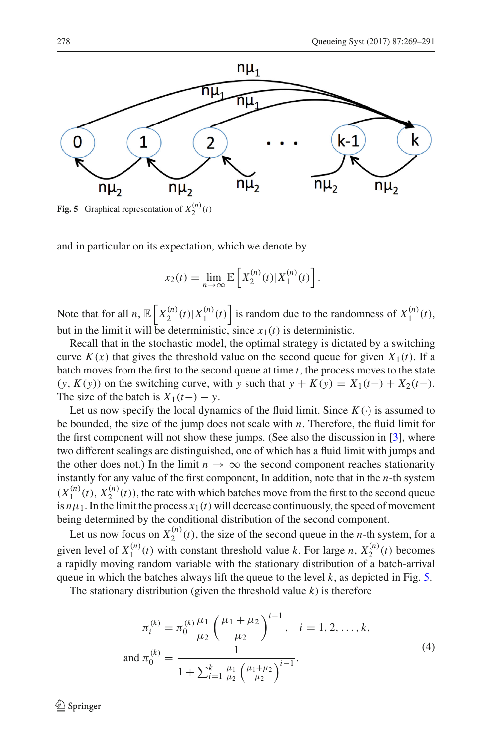Fig. 5 Graphical representation of $X_2^{(n)}(t)$

and in particular on its expectation, which we denote by

$$x_2(t) = \lim_{n\to\infty} \mathbb{E}\left[X_2^{(n)}(t)|X_1^{(n)}(t)\right].$$

Note that for all $n$, $\mathbb{E}\left[X_2^{(n)}(t)|X_1^{(n)}(t)\right]$ is random due to the randomness of $X_1^{(n)}(t)$, but in the limit it will be deterministic, since $x_1(t)$ is deterministic.

Recall that in the stochastic model, the optimal strategy is dictated by a switching curve $K(x)$ that gives the threshold value on the second queue for given $X_1(t)$. If a batch moves from the first to the second queue at time $t$, the process moves to the state $(y, K(y))$ on the switching curve, with $y$ such that $y + K(y) = X_1(t-) + X_2(t-)$. The size of the batch is $X_1(t-) - y$.

Let us now specify the local dynamics of the fluid limit. Since $K(\cdot)$ is assumed to be bounded, the size of the jump does not scale with $n$. Therefore, the fluid limit for the first component will not show these jumps. (See also the discussion in [3], where two different scalings are distinguished, one of which has a fluid limit with jumps and the other does not.) In the limit $n \to \infty$ the second component reaches stationarity instantly for any value of the first component, In addition, note that in the $n$-th system $(X_1^{(n)}(t), X_2^{(n)}(t))$, the rate with which batches move from the first to the second queue is $n\mu_1$. In the limit the process $x_1(t)$ will decrease continuously, the speed of movement being determined by the conditional distribution of the second component.

Let us now focus on $X_2^{(n)}(t)$, the size of the second queue in the $n$-th system, for a given level of $X_1^{(n)}(t)$ with constant threshold value $k$. For large $n$, $X_2^{(n)}(t)$ becomes a rapidly moving random variable with the stationary distribution of a batch-arrival queue in which the batches always lift the queue to the level $k$, as depicted in Fig. 5.

The stationary distribution (given the threshold value $k$) is therefore

$$\pi_i^{(k)} = \pi_0^{(k)} \frac{\mu_1}{\mu_2}\left(\frac{\mu_1+\mu_2}{\mu_2}\right)^{i-1}, \quad i = 1, 2, \ldots, k,$$
$$\text{and } \pi_0^{(k)} = \frac{1}{1+\sum_{i=1}^{k} \frac{\mu_1}{\mu_2}\left(\frac{\mu_1+\mu_2}{\mu_2}\right)^{i-1}}. \tag{4}$$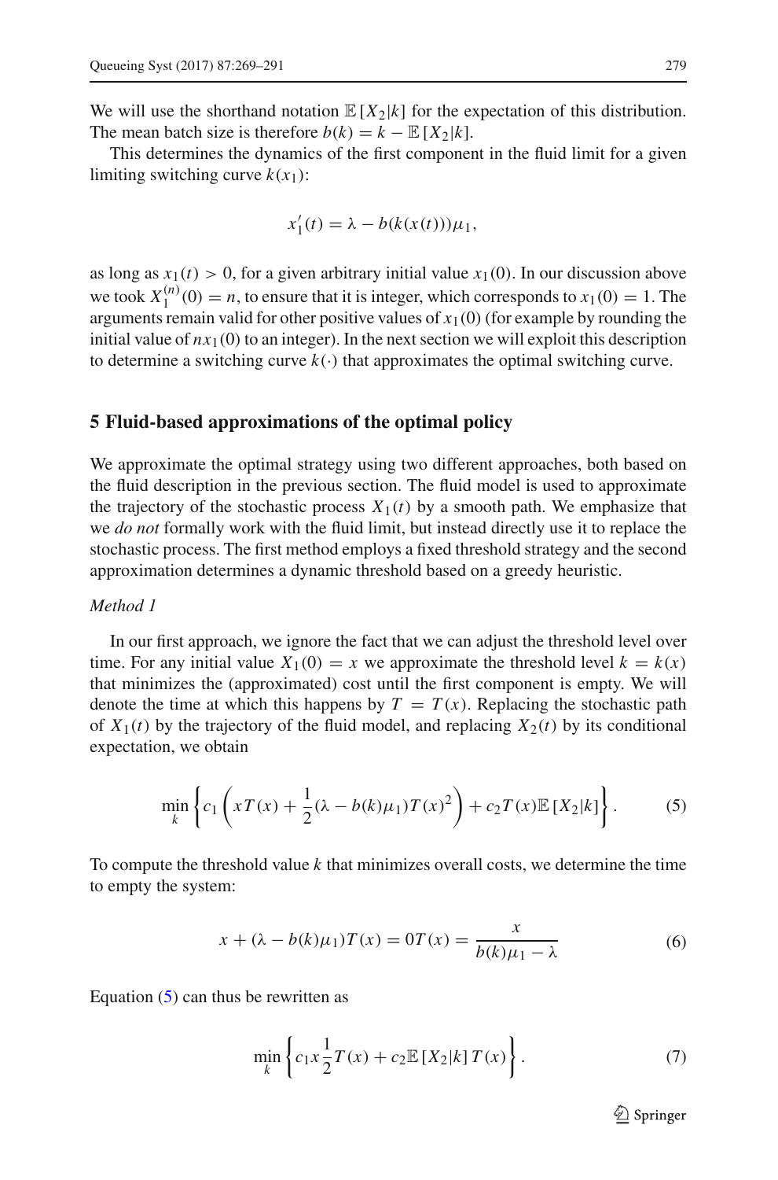We will use the shorthand notation $\mathbb{E}[X_2|k]$ for the expectation of this distribution. The mean batch size is therefore $b(k) = k - \mathbb{E}[X_2|k]$.

This determines the dynamics of the first component in the fluid limit for a given limiting switching curve $k(x_1)$:

$$x_1'(t) = \lambda - b(k(x(t)))\mu_1,$$

as long as $x_1(t) > 0$, for a given arbitrary initial value $x_1(0)$. In our discussion above we took $X_1^{(n)}(0) = n$, to ensure that it is integer, which corresponds to $x_1(0) = 1$. The arguments remain valid for other positive values of $x_1(0)$ (for example by rounding the initial value of $nx_1(0)$ to an integer). In the next section we will exploit this description to determine a switching curve $k(\cdot)$ that approximates the optimal switching curve.

## 5 Fluid-based approximations of the optimal policy

We approximate the optimal strategy using two different approaches, both based on the fluid description in the previous section. The fluid model is used to approximate the trajectory of the stochastic process $X_1(t)$ by a smooth path. We emphasize that we *do not* formally work with the fluid limit, but instead directly use it to replace the stochastic process. The first method employs a fixed threshold strategy and the second approximation determines a dynamic threshold based on a greedy heuristic.

*Method 1*

In our first approach, we ignore the fact that we can adjust the threshold level over time. For any initial value $X_1(0) = x$ we approximate the threshold level $k = k(x)$ that minimizes the (approximated) cost until the first component is empty. We will denote the time at which this happens by $T = T(x)$. Replacing the stochastic path of $X_1(t)$ by the trajectory of the fluid model, and replacing $X_2(t)$ by its conditional expectation, we obtain

$$\min_k \left\{ c_1 \left( xT(x) + \frac{1}{2}(\lambda - b(k)\mu_1)T(x)^2 \right) + c_2 T(x)\mathbb{E}[X_2|k] \right\}. \tag{5}$$

To compute the threshold value $k$ that minimizes overall costs, we determine the time to empty the system:

$$x + (\lambda - b(k)\mu_1)T(x) = 0T(x) = \frac{x}{b(k)\mu_1 - \lambda} \tag{6}$$

Equation (5) can thus be rewritten as

$$\min_k \left\{ c_1 x \frac{1}{2} T(x) + c_2 \mathbb{E}[X_2|k]\, T(x) \right\}. \tag{7}$$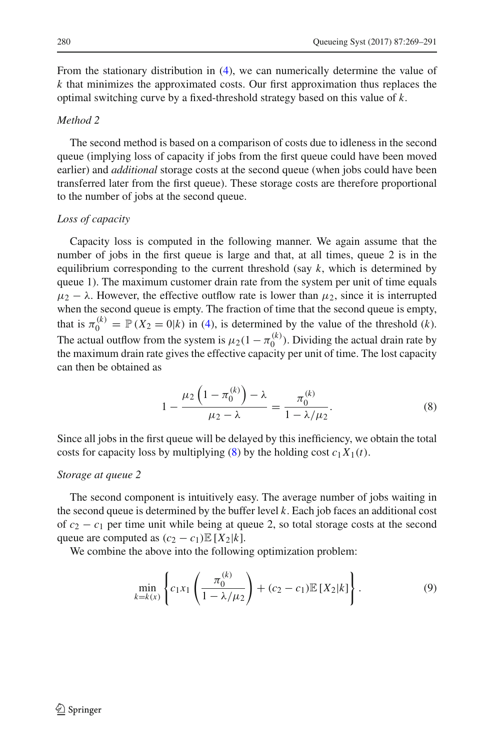From the stationary distribution in (4), we can numerically determine the value of $k$ that minimizes the approximated costs. Our first approximation thus replaces the optimal switching curve by a fixed-threshold strategy based on this value of $k$.

*Method 2*

The second method is based on a comparison of costs due to idleness in the second queue (implying loss of capacity if jobs from the first queue could have been moved earlier) and *additional* storage costs at the second queue (when jobs could have been transferred later from the first queue). These storage costs are therefore proportional to the number of jobs at the second queue.

*Loss of capacity*

Capacity loss is computed in the following manner. We again assume that the number of jobs in the first queue is large and that, at all times, queue 2 is in the equilibrium corresponding to the current threshold (say $k$, which is determined by queue 1). The maximum customer drain rate from the system per unit of time equals $\mu_2 - \lambda$. However, the effective outflow rate is lower than $\mu_2$, since it is interrupted when the second queue is empty. The fraction of time that the second queue is empty, that is $\pi_0^{(k)} = \mathbb{P}(X_2 = 0|k)$ in (4), is determined by the value of the threshold ($k$). The actual outflow from the system is $\mu_2(1 - \pi_0^{(k)})$. Dividing the actual drain rate by the maximum drain rate gives the effective capacity per unit of time. The lost capacity can then be obtained as

$$1 - \frac{\mu_2\left(1 - \pi_0^{(k)}\right) - \lambda}{\mu_2 - \lambda} = \frac{\pi_0^{(k)}}{1 - \lambda/\mu_2}. \tag{8}$$

Since all jobs in the first queue will be delayed by this inefficiency, we obtain the total costs for capacity loss by multiplying (8) by the holding cost $c_1 X_1(t)$.

*Storage at queue 2*

The second component is intuitively easy. The average number of jobs waiting in the second queue is determined by the buffer level $k$. Each job faces an additional cost of $c_2 - c_1$ per time unit while being at queue 2, so total storage costs at the second queue are computed as $(c_2 - c_1)\mathbb{E}[X_2|k]$.

We combine the above into the following optimization problem:

$$\min_{k=k(x)} \left\{ c_1 x_1 \left( \frac{\pi_0^{(k)}}{1 - \lambda/\mu_2} \right) + (c_2 - c_1)\mathbb{E}[X_2|k] \right\}. \tag{9}$$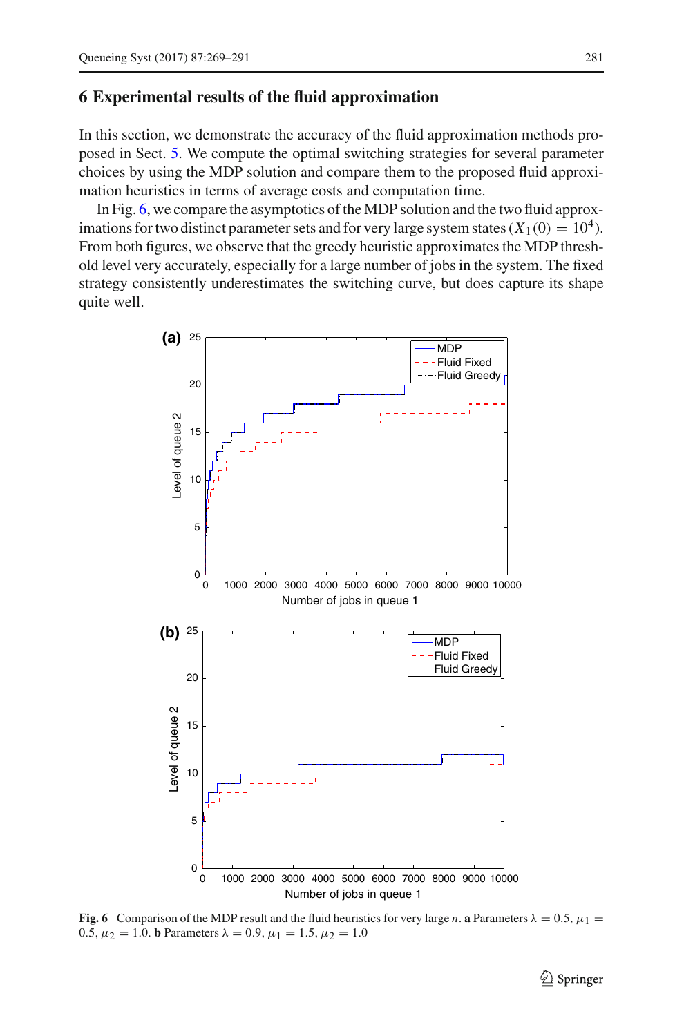## 6 Experimental results of the fluid approximation

In this section, we demonstrate the accuracy of the fluid approximation methods proposed in Sect. 5. We compute the optimal switching strategies for several parameter choices by using the MDP solution and compare them to the proposed fluid approximation heuristics in terms of average costs and computation time.

In Fig. 6, we compare the asymptotics of the MDP solution and the two fluid approximations for two distinct parameter sets and for very large system states ($X_1(0) = 10^4$). From both figures, we observe that the greedy heuristic approximates the MDP threshold level very accurately, especially for a large number of jobs in the system. The fixed strategy consistently underestimates the switching curve, but does capture its shape quite well.

**Fig. 6** Comparison of the MDP result and the fluid heuristics for very large $n$. **a** Parameters $\lambda = 0.5$, $\mu_1 = 0.5$, $\mu_2 = 1.0$. **b** Parameters $\lambda = 0.9$, $\mu_1 = 1.5$, $\mu_2 = 1.0$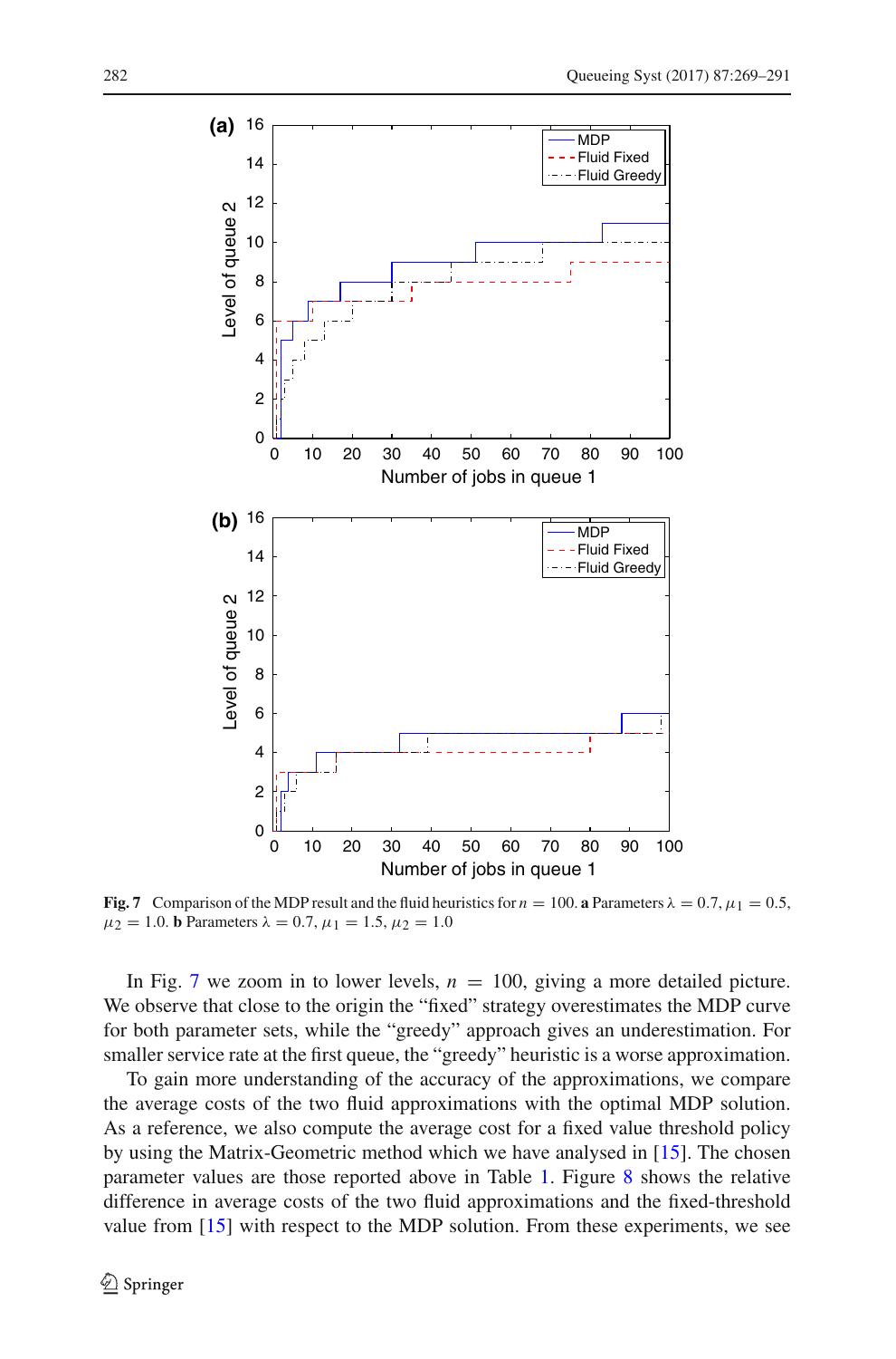**Fig. 7** Comparison of the MDP result and the fluid heuristics for $n = 100$. **a** Parameters $\lambda = 0.7, \mu_1 = 0.5, \mu_2 = 1.0$. **b** Parameters $\lambda = 0.7, \mu_1 = 1.5, \mu_2 = 1.0$

In Fig. 7 we zoom in to lower levels, $n = 100$, giving a more detailed picture. We observe that close to the origin the "fixed" strategy overestimates the MDP curve for both parameter sets, while the "greedy" approach gives an underestimation. For smaller service rate at the first queue, the "greedy" heuristic is a worse approximation.

To gain more understanding of the accuracy of the approximations, we compare the average costs of the two fluid approximations with the optimal MDP solution. As a reference, we also compute the average cost for a fixed value threshold policy by using the Matrix-Geometric method which we have analysed in [15]. The chosen parameter values are those reported above in Table 1. Figure 8 shows the relative difference in average costs of the two fluid approximations and the fixed-threshold value from [15] with respect to the MDP solution. From these experiments, we see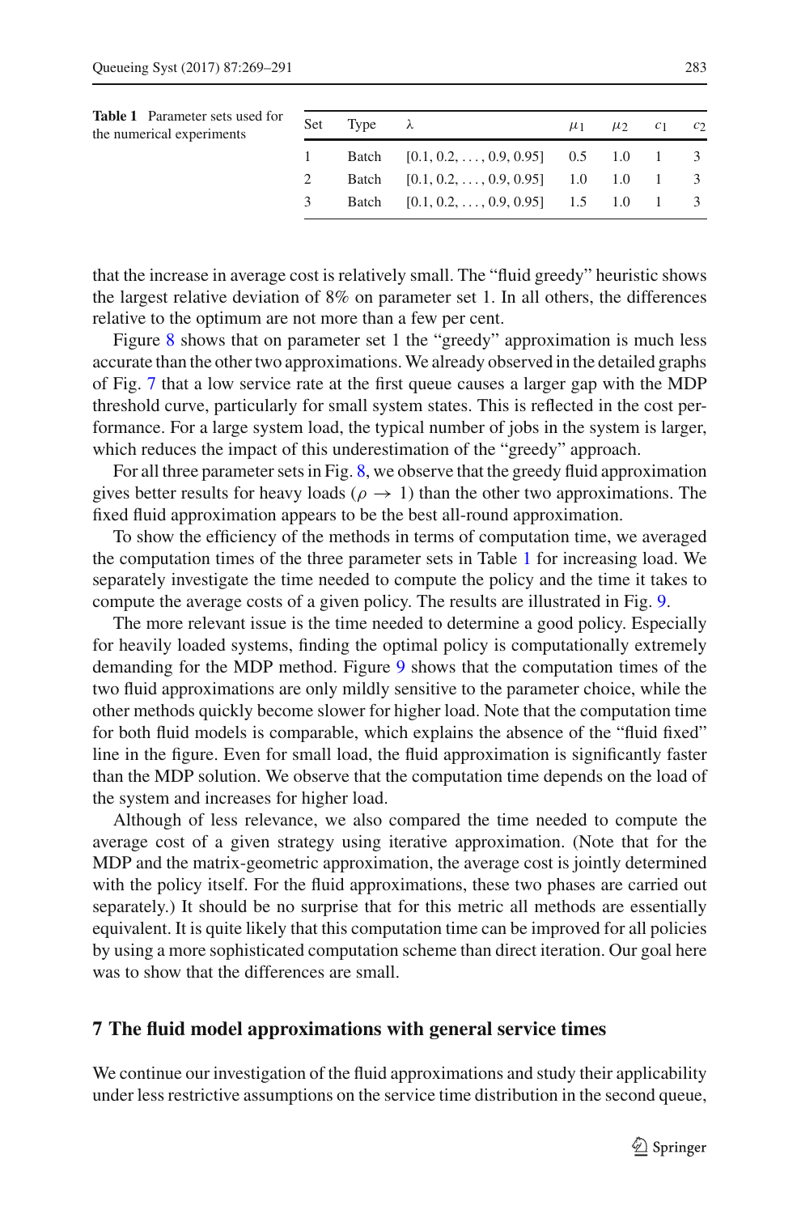**Table 1** Parameter sets used for the numerical experiments

| Set | Type | $\lambda$ | $\mu_1$ | $\mu_2$ | $c_1$ | $c_2$ |
|---|---|---|---|---|---|---|
| 1 | Batch | $[0.1, 0.2, \ldots, 0.9, 0.95]$ | 0.5 | 1.0 | 1 | 3 |
| 2 | Batch | $[0.1, 0.2, \ldots, 0.9, 0.95]$ | 1.0 | 1.0 | 1 | 3 |
| 3 | Batch | $[0.1, 0.2, \ldots, 0.9, 0.95]$ | 1.5 | 1.0 | 1 | 3 |

that the increase in average cost is relatively small. The "fluid greedy" heuristic shows the largest relative deviation of 8% on parameter set 1. In all others, the differences relative to the optimum are not more than a few per cent.

Figure 8 shows that on parameter set 1 the "greedy" approximation is much less accurate than the other two approximations. We already observed in the detailed graphs of Fig. 7 that a low service rate at the first queue causes a larger gap with the MDP threshold curve, particularly for small system states. This is reflected in the cost performance. For a large system load, the typical number of jobs in the system is larger, which reduces the impact of this underestimation of the "greedy" approach.

For all three parameter sets in Fig. 8, we observe that the greedy fluid approximation gives better results for heavy loads ($\rho \to 1$) than the other two approximations. The fixed fluid approximation appears to be the best all-round approximation.

To show the efficiency of the methods in terms of computation time, we averaged the computation times of the three parameter sets in Table 1 for increasing load. We separately investigate the time needed to compute the policy and the time it takes to compute the average costs of a given policy. The results are illustrated in Fig. 9.

The more relevant issue is the time needed to determine a good policy. Especially for heavily loaded systems, finding the optimal policy is computationally extremely demanding for the MDP method. Figure 9 shows that the computation times of the two fluid approximations are only mildly sensitive to the parameter choice, while the other methods quickly become slower for higher load. Note that the computation time for both fluid models is comparable, which explains the absence of the "fluid fixed" line in the figure. Even for small load, the fluid approximation is significantly faster than the MDP solution. We observe that the computation time depends on the load of the system and increases for higher load.

Although of less relevance, we also compared the time needed to compute the average cost of a given strategy using iterative approximation. (Note that for the MDP and the matrix-geometric approximation, the average cost is jointly determined with the policy itself. For the fluid approximations, these two phases are carried out separately.) It should be no surprise that for this metric all methods are essentially equivalent. It is quite likely that this computation time can be improved for all policies by using a more sophisticated computation scheme than direct iteration. Our goal here was to show that the differences are small.

## 7 The fluid model approximations with general service times

We continue our investigation of the fluid approximations and study their applicability under less restrictive assumptions on the service time distribution in the second queue,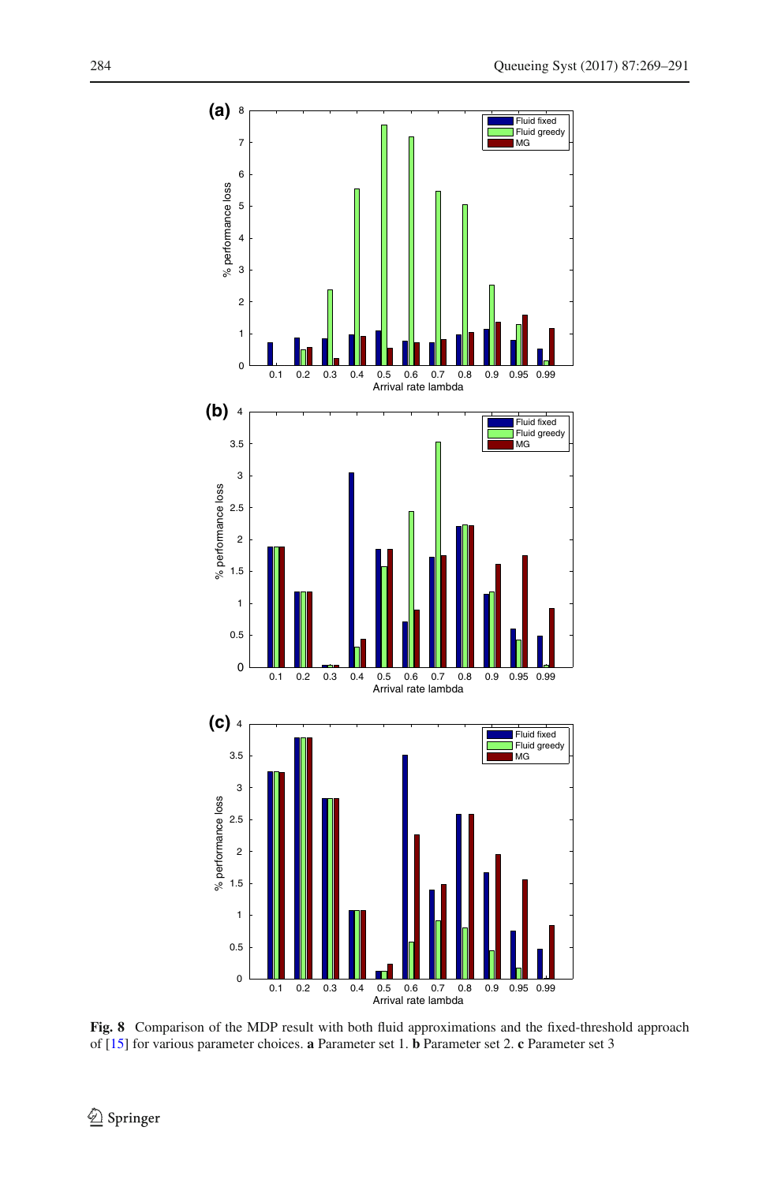**Fig. 8** Comparison of the MDP result with both fluid approximations and the fixed-threshold approach of [15] for various parameter choices. **a** Parameter set 1. **b** Parameter set 2. **c** Parameter set 3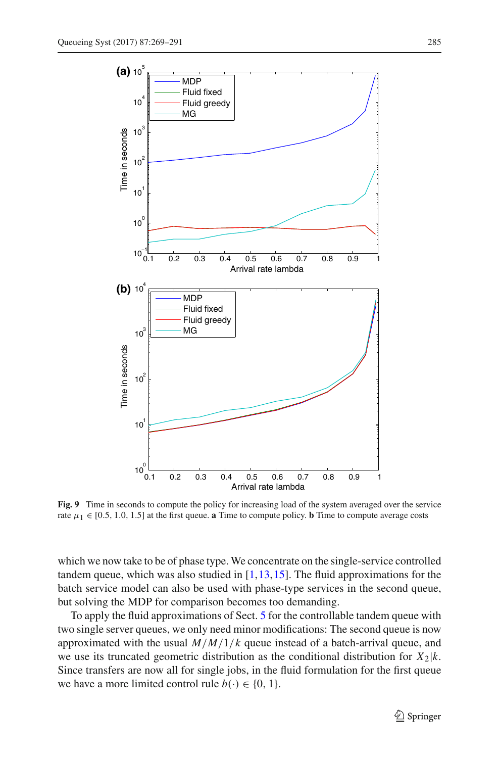**Fig. 9** Time in seconds to compute the policy for increasing load of the system averaged over the service rate $\mu_1 \in [0.5, 1.0, 1.5]$ at the first queue. **a** Time to compute policy. **b** Time to compute average costs

which we now take to be of phase type. We concentrate on the single-service controlled tandem queue, which was also studied in [1,13,15]. The fluid approximations for the batch service model can also be used with phase-type services in the second queue, but solving the MDP for comparison becomes too demanding.

To apply the fluid approximations of Sect. 5 for the controllable tandem queue with two single server queues, we only need minor modifications: The second queue is now approximated with the usual $M/M/1/k$ queue instead of a batch-arrival queue, and we use its truncated geometric distribution as the conditional distribution for $X_2|k$. Since transfers are now all for single jobs, in the fluid formulation for the first queue we have a more limited control rule $b(\cdot) \in \{0, 1\}$.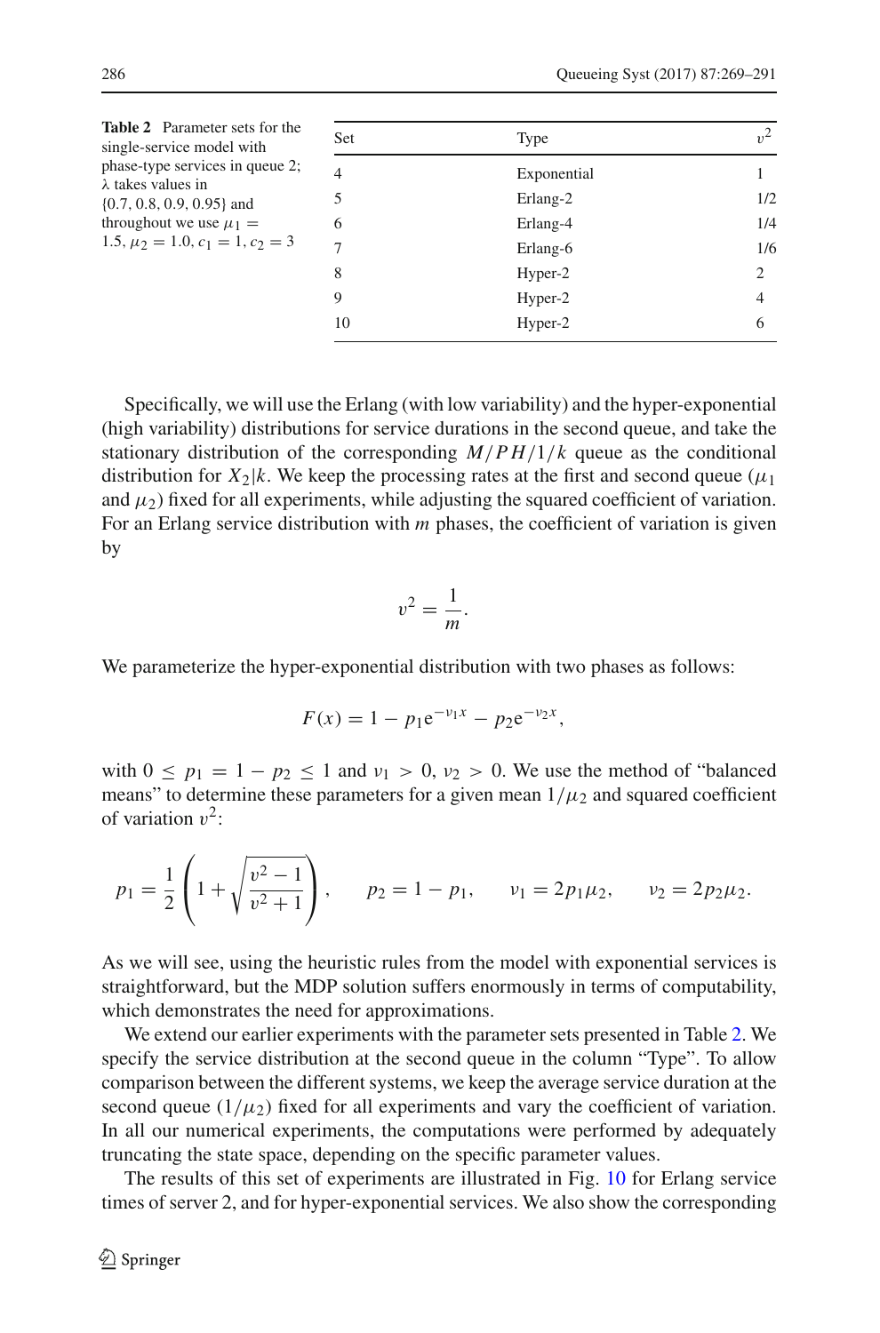**Table 2** Parameter sets for the single-service model with phase-type services in queue 2; $\lambda$ takes values in $\{0.7, 0.8, 0.9, 0.95\}$ and throughout we use $\mu_1 = 1.5, \mu_2 = 1.0, c_1 = 1, c_2 = 3$

| Set | Type | $v^2$ |
|---|---|---|
| 4 | Exponential | 1 |
| 5 | Erlang-2 | 1/2 |
| 6 | Erlang-4 | 1/4 |
| 7 | Erlang-6 | 1/6 |
| 8 | Hyper-2 | 2 |
| 9 | Hyper-2 | 4 |
| 10 | Hyper-2 | 6 |

Specifically, we will use the Erlang (with low variability) and the hyper-exponential (high variability) distributions for service durations in the second queue, and take the stationary distribution of the corresponding $M/PH/1/k$ queue as the conditional distribution for $X_2|k$. We keep the processing rates at the first and second queue ($\mu_1$ and $\mu_2$) fixed for all experiments, while adjusting the squared coefficient of variation. For an Erlang service distribution with $m$ phases, the coefficient of variation is given by

$$v^2 = \frac{1}{m}.$$

We parameterize the hyper-exponential distribution with two phases as follows:

$$F(x) = 1 - p_1 \mathrm{e}^{-\nu_1 x} - p_2 \mathrm{e}^{-\nu_2 x},$$

with $0 \leq p_1 = 1 - p_2 \leq 1$ and $\nu_1 > 0$, $\nu_2 > 0$. We use the method of "balanced means" to determine these parameters for a given mean $1/\mu_2$ and squared coefficient of variation $v^2$:

$$p_1 = \frac{1}{2}\left(1 + \sqrt{\frac{v^2 - 1}{v^2 + 1}}\right), \qquad p_2 = 1 - p_1, \qquad \nu_1 = 2p_1\mu_2, \qquad \nu_2 = 2p_2\mu_2.$$

As we will see, using the heuristic rules from the model with exponential services is straightforward, but the MDP solution suffers enormously in terms of computability, which demonstrates the need for approximations.

We extend our earlier experiments with the parameter sets presented in Table 2. We specify the service distribution at the second queue in the column "Type". To allow comparison between the different systems, we keep the average service duration at the second queue ($1/\mu_2$) fixed for all experiments and vary the coefficient of variation. In all our numerical experiments, the computations were performed by adequately truncating the state space, depending on the specific parameter values.

The results of this set of experiments are illustrated in Fig. 10 for Erlang service times of server 2, and for hyper-exponential services. We also show the corresponding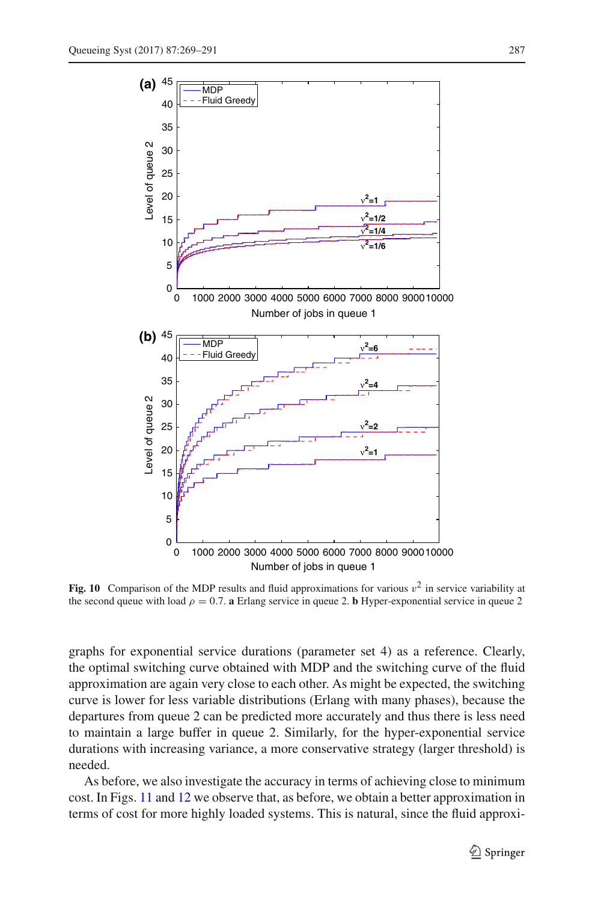**Fig. 10** Comparison of the MDP results and fluid approximations for various $\upsilon^2$ in service variability at the second queue with load $\rho = 0.7$. **a** Erlang service in queue 2. **b** Hyper-exponential service in queue 2

graphs for exponential service durations (parameter set 4) as a reference. Clearly, the optimal switching curve obtained with MDP and the switching curve of the fluid approximation are again very close to each other. As might be expected, the switching curve is lower for less variable distributions (Erlang with many phases), because the departures from queue 2 can be predicted more accurately and thus there is less need to maintain a large buffer in queue 2. Similarly, for the hyper-exponential service durations with increasing variance, a more conservative strategy (larger threshold) is needed.

As before, we also investigate the accuracy in terms of achieving close to minimum cost. In Figs. 11 and 12 we observe that, as before, we obtain a better approximation in terms of cost for more highly loaded systems. This is natural, since the fluid approxi-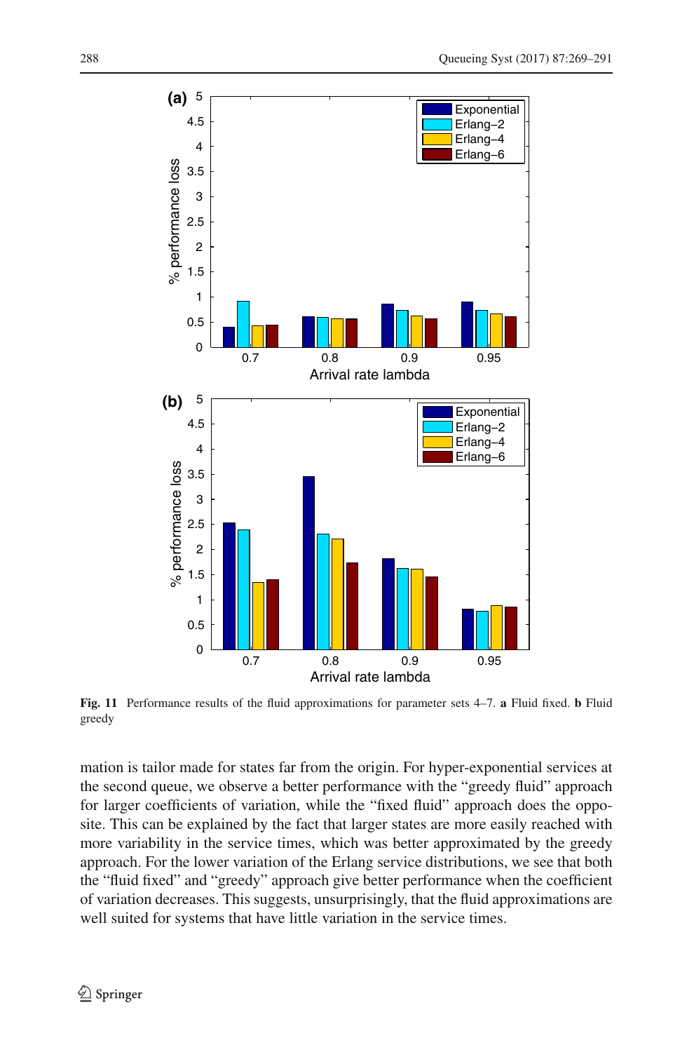Fig. 11 Performance results of the fluid approximations for parameter sets 4–7. **a** Fluid fixed. **b** Fluid greedy

mation is tailor made for states far from the origin. For hyper-exponential services at the second queue, we observe a better performance with the "greedy fluid" approach for larger coefficients of variation, while the "fixed fluid" approach does the opposite. This can be explained by the fact that larger states are more easily reached with more variability in the service times, which was better approximated by the greedy approach. For the lower variation of the Erlang service distributions, we see that both the "fluid fixed" and "greedy" approach give better performance when the coefficient of variation decreases. This suggests, unsurprisingly, that the fluid approximations are well suited for systems that have little variation in the service times.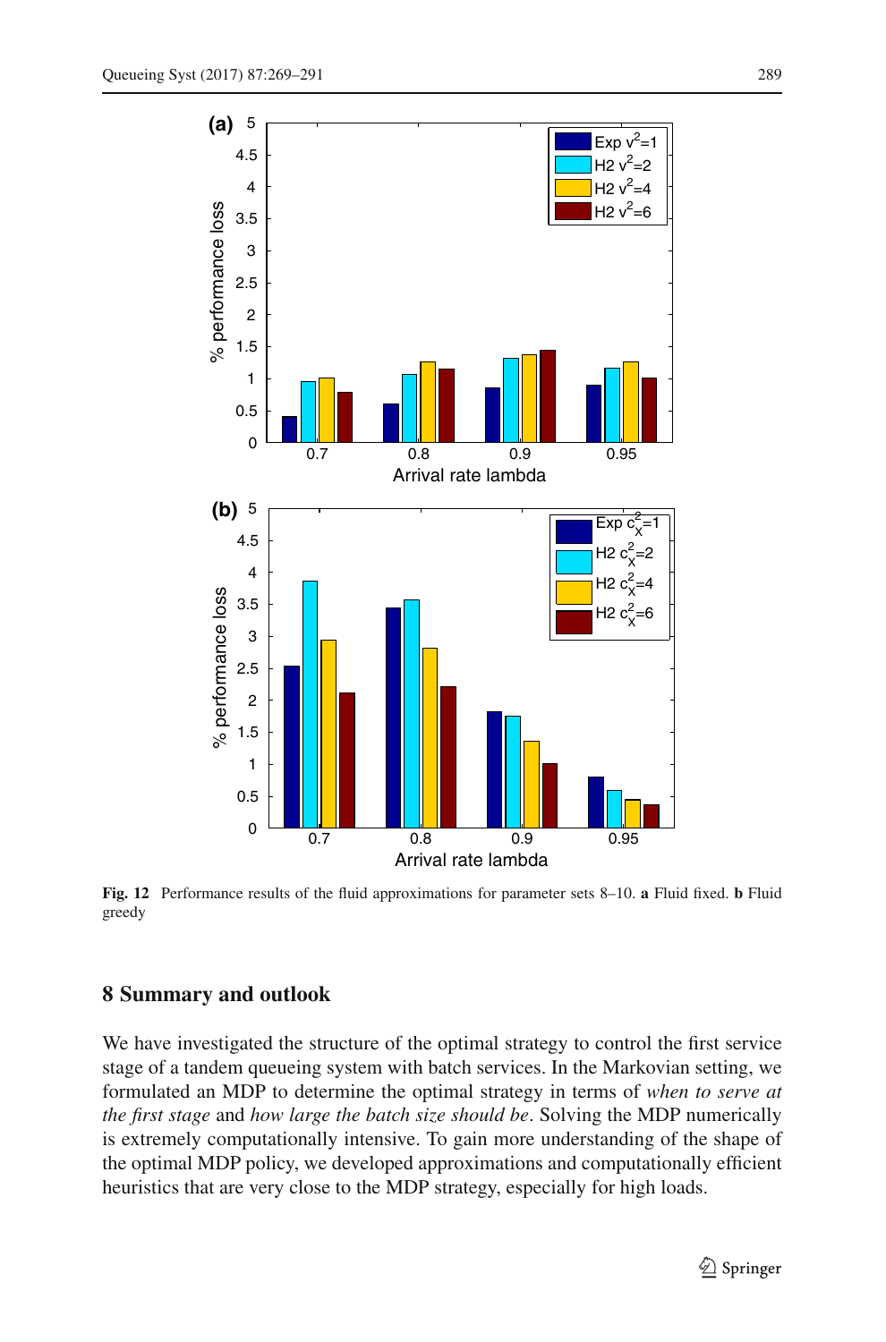**Fig. 12** Performance results of the fluid approximations for parameter sets 8–10. **a** Fluid fixed. **b** Fluid greedy

## 8 Summary and outlook

We have investigated the structure of the optimal strategy to control the first service stage of a tandem queueing system with batch services. In the Markovian setting, we formulated an MDP to determine the optimal strategy in terms of *when to serve at the first stage* and *how large the batch size should be*. Solving the MDP numerically is extremely computationally intensive. To gain more understanding of the shape of the optimal MDP policy, we developed approximations and computationally efficient heuristics that are very close to the MDP strategy, especially for high loads.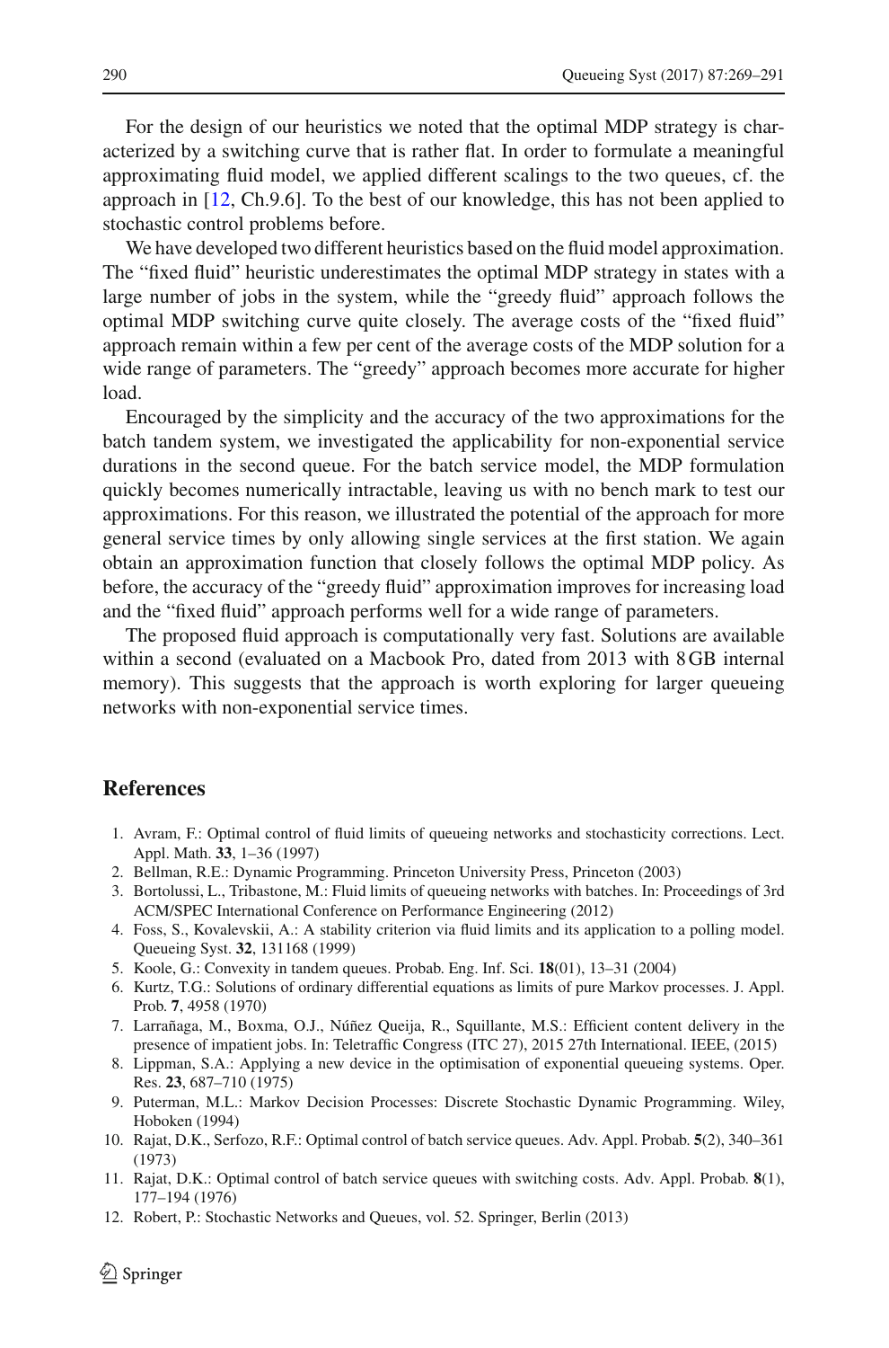For the design of our heuristics we noted that the optimal MDP strategy is characterized by a switching curve that is rather flat. In order to formulate a meaningful approximating fluid model, we applied different scalings to the two queues, cf. the approach in [12, Ch.9.6]. To the best of our knowledge, this has not been applied to stochastic control problems before.

We have developed two different heuristics based on the fluid model approximation. The "fixed fluid" heuristic underestimates the optimal MDP strategy in states with a large number of jobs in the system, while the "greedy fluid" approach follows the optimal MDP switching curve quite closely. The average costs of the "fixed fluid" approach remain within a few per cent of the average costs of the MDP solution for a wide range of parameters. The "greedy" approach becomes more accurate for higher load.

Encouraged by the simplicity and the accuracy of the two approximations for the batch tandem system, we investigated the applicability for non-exponential service durations in the second queue. For the batch service model, the MDP formulation quickly becomes numerically intractable, leaving us with no bench mark to test our approximations. For this reason, we illustrated the potential of the approach for more general service times by only allowing single services at the first station. We again obtain an approximation function that closely follows the optimal MDP policy. As before, the accuracy of the "greedy fluid" approximation improves for increasing load and the "fixed fluid" approach performs well for a wide range of parameters.

The proposed fluid approach is computationally very fast. Solutions are available within a second (evaluated on a Macbook Pro, dated from 2013 with 8 GB internal memory). This suggests that the approach is worth exploring for larger queueing networks with non-exponential service times.

## References

1. Avram, F.: Optimal control of fluid limits of queueing networks and stochasticity corrections. Lect. Appl. Math. **33**, 1–36 (1997)
2. Bellman, R.E.: Dynamic Programming. Princeton University Press, Princeton (2003)
3. Bortolussi, L., Tribastone, M.: Fluid limits of queueing networks with batches. In: Proceedings of 3rd ACM/SPEC International Conference on Performance Engineering (2012)
4. Foss, S., Kovalevskii, A.: A stability criterion via fluid limits and its application to a polling model. Queueing Syst. **32**, 131168 (1999)
5. Koole, G.: Convexity in tandem queues. Probab. Eng. Inf. Sci. **18**(01), 13–31 (2004)
6. Kurtz, T.G.: Solutions of ordinary differential equations as limits of pure Markov processes. J. Appl. Prob. **7**, 4958 (1970)
7. Larrañaga, M., Boxma, O.J., Núñez Queija, R., Squillante, M.S.: Efficient content delivery in the presence of impatient jobs. In: Teletraffic Congress (ITC 27), 2015 27th International. IEEE, (2015)
8. Lippman, S.A.: Applying a new device in the optimisation of exponential queueing systems. Oper. Res. **23**, 687–710 (1975)
9. Puterman, M.L.: Markov Decision Processes: Discrete Stochastic Dynamic Programming. Wiley, Hoboken (1994)
10. Rajat, D.K., Serfozo, R.F.: Optimal control of batch service queues. Adv. Appl. Probab. **5**(2), 340–361 (1973)
11. Rajat, D.K.: Optimal control of batch service queues with switching costs. Adv. Appl. Probab. **8**(1), 177–194 (1976)
12. Robert, P.: Stochastic Networks and Queues, vol. 52. Springer, Berlin (2013)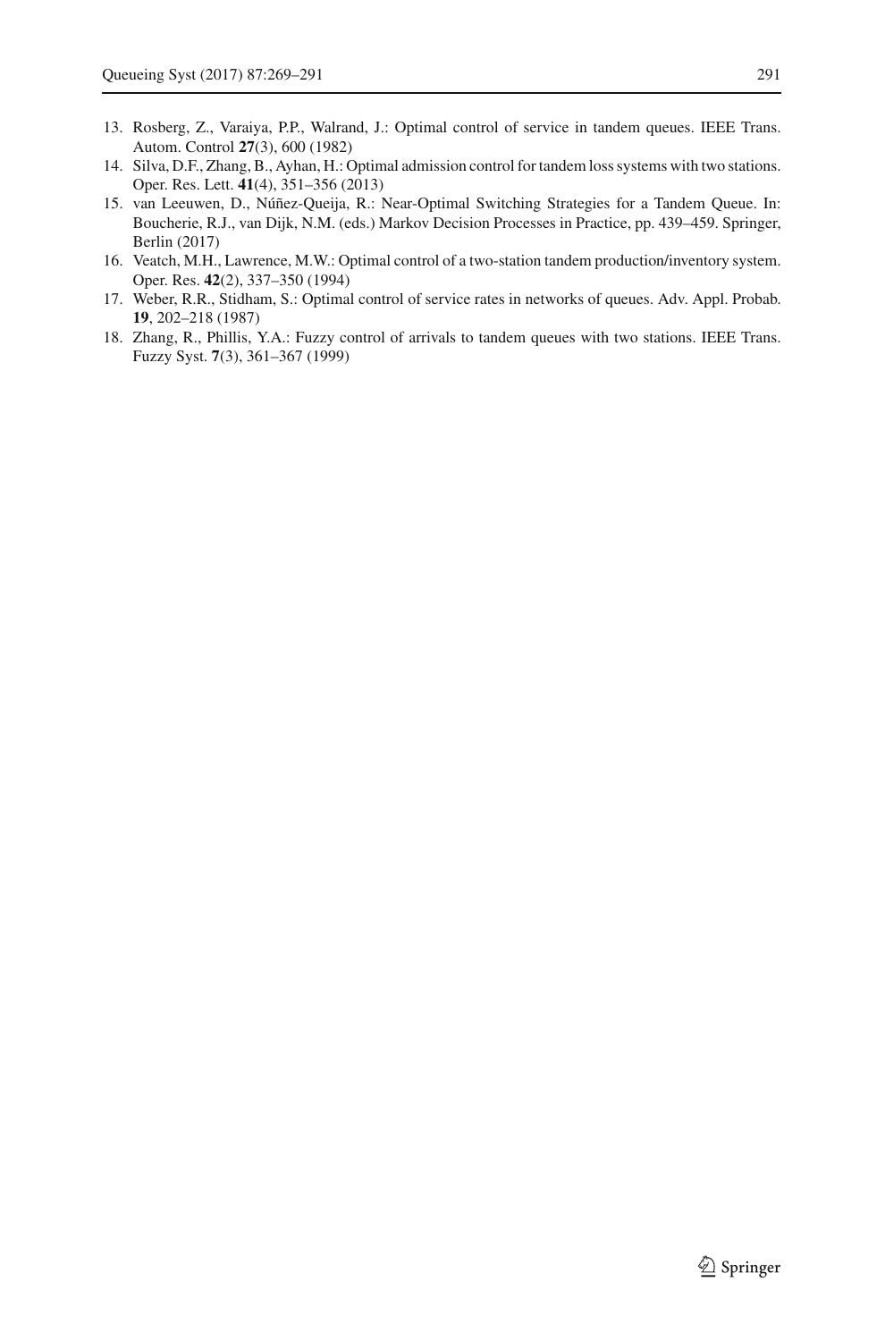13. Rosberg, Z., Varaiya, P.P., Walrand, J.: Optimal control of service in tandem queues. IEEE Trans. Autom. Control **27**(3), 600 (1982)
14. Silva, D.F., Zhang, B., Ayhan, H.: Optimal admission control for tandem loss systems with two stations. Oper. Res. Lett. **41**(4), 351–356 (2013)
15. van Leeuwen, D., Núñez-Queija, R.: Near-Optimal Switching Strategies for a Tandem Queue. In: Boucherie, R.J., van Dijk, N.M. (eds.) Markov Decision Processes in Practice, pp. 439–459. Springer, Berlin (2017)
16. Veatch, M.H., Lawrence, M.W.: Optimal control of a two-station tandem production/inventory system. Oper. Res. **42**(2), 337–350 (1994)
17. Weber, R.R., Stidham, S.: Optimal control of service rates in networks of queues. Adv. Appl. Probab. **19**, 202–218 (1987)
18. Zhang, R., Phillis, Y.A.: Fuzzy control of arrivals to tandem queues with two stations. IEEE Trans. Fuzzy Syst. **7**(3), 361–367 (1999)